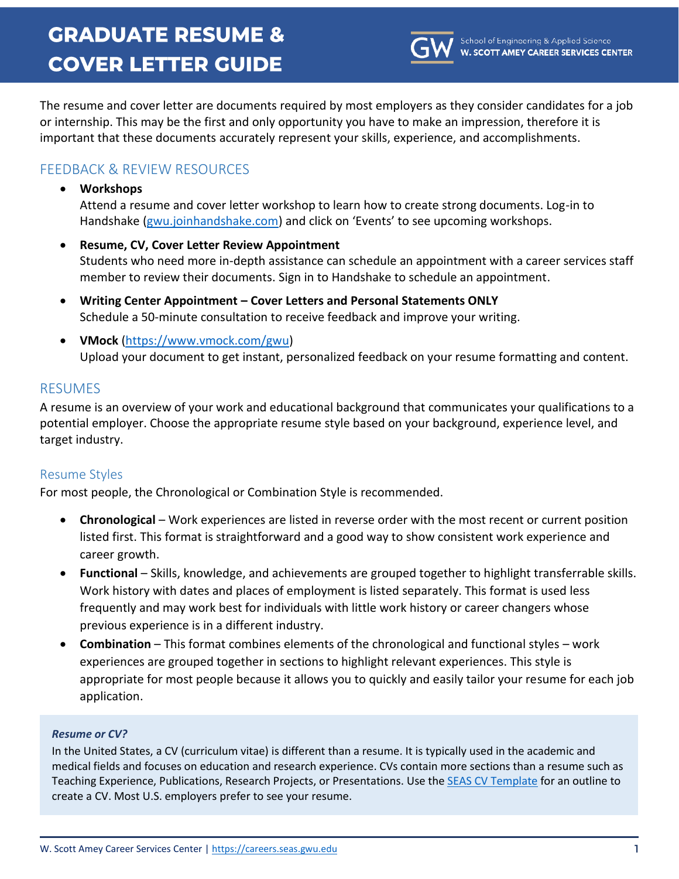# GRADUATE RESUME & COVER LETTER GUIDE

School of Engineering & Applied Science
**W. SCOTT AMEY CAREER SERVICES CENTER**

The resume and cover letter are documents required by most employers as they consider candidates for a job or internship. This may be the first and only opportunity you have to make an impression, therefore it is important that these documents accurately represent your skills, experience, and accomplishments.

## FEEDBACK & REVIEW RESOURCES

- **Workshops**
  Attend a resume and cover letter workshop to learn how to create strong documents. Log-in to Handshake (gwu.joinhandshake.com) and click on 'Events' to see upcoming workshops.
- **Resume, CV, Cover Letter Review Appointment**
  Students who need more in-depth assistance can schedule an appointment with a career services staff member to review their documents. Sign in to Handshake to schedule an appointment.
- **Writing Center Appointment – Cover Letters and Personal Statements ONLY**
  Schedule a 50-minute consultation to receive feedback and improve your writing.
- **VMock** (https://www.vmock.com/gwu)
  Upload your document to get instant, personalized feedback on your resume formatting and content.

## RESUMES

A resume is an overview of your work and educational background that communicates your qualifications to a potential employer. Choose the appropriate resume style based on your background, experience level, and target industry.

### Resume Styles

For most people, the Chronological or Combination Style is recommended.

- **Chronological** – Work experiences are listed in reverse order with the most recent or current position listed first. This format is straightforward and a good way to show consistent work experience and career growth.
- **Functional** – Skills, knowledge, and achievements are grouped together to highlight transferrable skills. Work history with dates and places of employment is listed separately. This format is used less frequently and may work best for individuals with little work history or career changers whose previous experience is in a different industry.
- **Combination** – This format combines elements of the chronological and functional styles – work experiences are grouped together in sections to highlight relevant experiences. This style is appropriate for most people because it allows you to quickly and easily tailor your resume for each job application.

***Resume or CV?***

In the United States, a CV (curriculum vitae) is different than a resume. It is typically used in the academic and medical fields and focuses on education and research experience. CVs contain more sections than a resume such as Teaching Experience, Publications, Research Projects, or Presentations. Use the SEAS CV Template for an outline to create a CV. Most U.S. employers prefer to see your resume.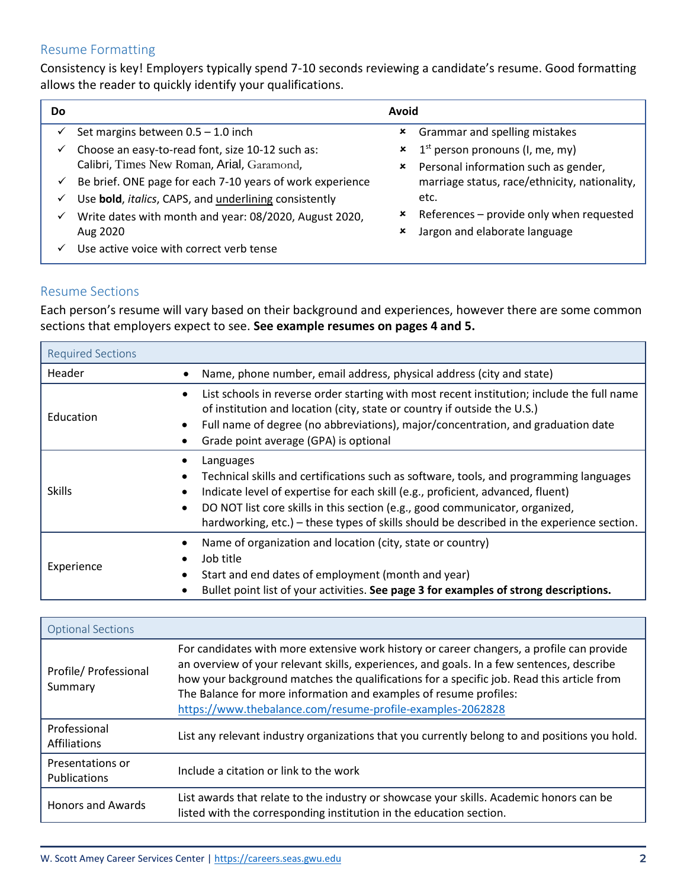## Resume Formatting

Consistency is key! Employers typically spend 7-10 seconds reviewing a candidate's resume. Good formatting allows the reader to quickly identify your qualifications.

| Do | Avoid |
|---|---|
| ✓ Set margins between 0.5 – 1.0 inch<br>✓ Choose an easy-to-read font, size 10-12 such as: Calibri, Times New Roman, Arial, Garamond,<br>✓ Be brief. ONE page for each 7-10 years of work experience<br>✓ Use **bold**, *italics*, CAPS, and <u>underlining</u> consistently<br>✓ Write dates with month and year: 08/2020, August 2020, Aug 2020<br>✓ Use active voice with correct verb tense | ✗ Grammar and spelling mistakes<br>✗ 1st person pronouns (I, me, my)<br>✗ Personal information such as gender, marriage status, race/ethnicity, nationality, etc.<br>✗ References – provide only when requested<br>✗ Jargon and elaborate language |

## Resume Sections

Each person's resume will vary based on their background and experiences, however there are some common sections that employers expect to see. **See example resumes on pages 4 and 5.**

| Required Sections | |
|---|---|
| Header | • Name, phone number, email address, physical address (city and state) |
| Education | • List schools in reverse order starting with most recent institution; include the full name of institution and location (city, state or country if outside the U.S.)<br>• Full name of degree (no abbreviations), major/concentration, and graduation date<br>• Grade point average (GPA) is optional |
| Skills | • Languages<br>• Technical skills and certifications such as software, tools, and programming languages<br>• Indicate level of expertise for each skill (e.g., proficient, advanced, fluent)<br>• DO NOT list core skills in this section (e.g., good communicator, organized, hardworking, etc.) – these types of skills should be described in the experience section. |
| Experience | • Name of organization and location (city, state or country)<br>• Job title<br>• Start and end dates of employment (month and year)<br>• Bullet point list of your activities. **See page 3 for examples of strong descriptions.** |

| Optional Sections | |
|---|---|
| Profile/ Professional Summary | For candidates with more extensive work history or career changers, a profile can provide an overview of your relevant skills, experiences, and goals. In a few sentences, describe how your background matches the qualifications for a specific job. Read this article from The Balance for more information and examples of resume profiles: https://www.thebalance.com/resume-profile-examples-2062828 |
| Professional Affiliations | List any relevant industry organizations that you currently belong to and positions you hold. |
| Presentations or Publications | Include a citation or link to the work |
| Honors and Awards | List awards that relate to the industry or showcase your skills. Academic honors can be listed with the corresponding institution in the education section. |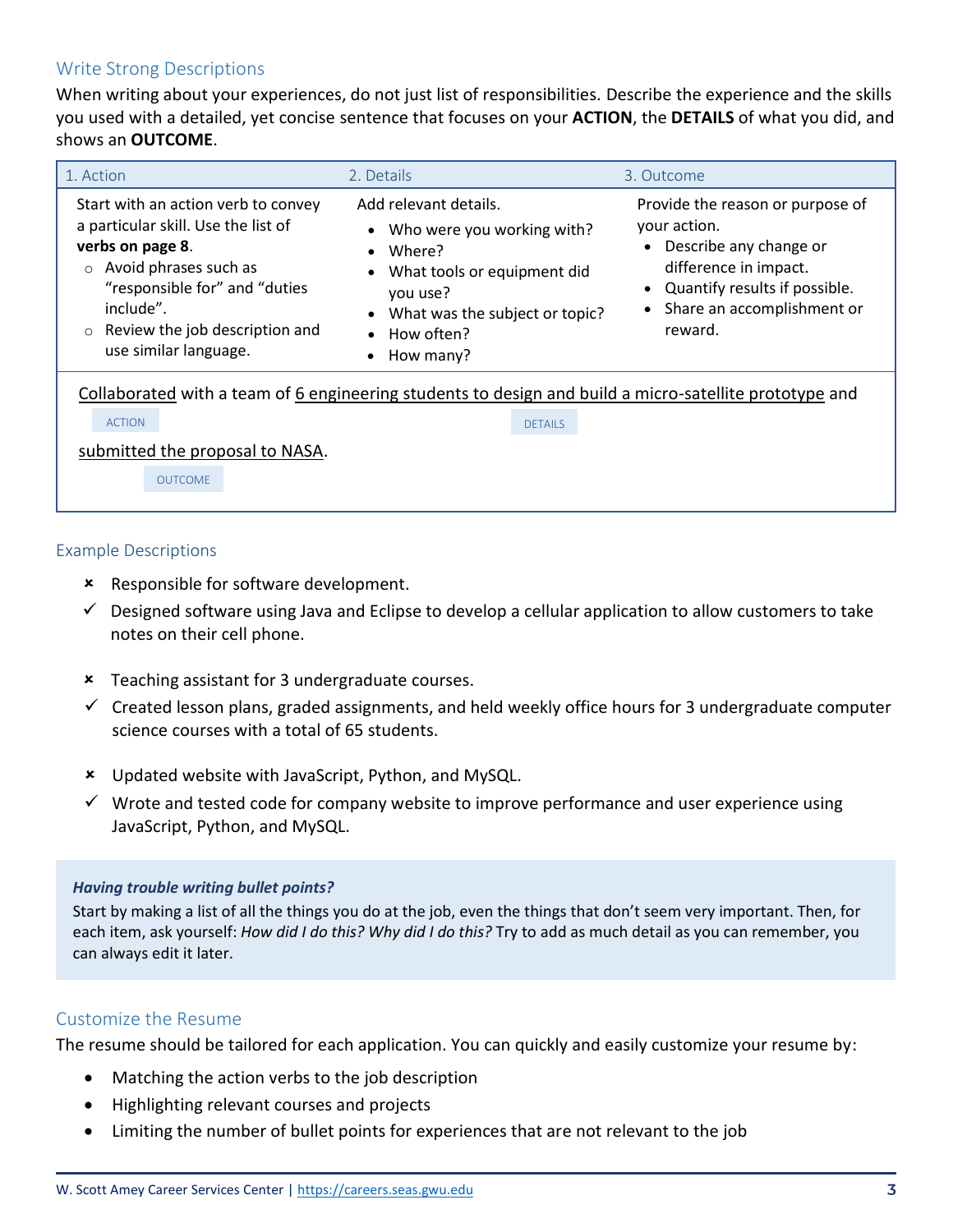## Write Strong Descriptions

When writing about your experiences, do not just list of responsibilities. Describe the experience and the skills you used with a detailed, yet concise sentence that focuses on your **ACTION**, the **DETAILS** of what you did, and shows an **OUTCOME**.

| 1. Action | 2. Details | 3. Outcome |
|---|---|---|
| Start with an action verb to convey a particular skill. Use the list of **verbs on page 8**.<br>○ Avoid phrases such as "responsible for" and "duties include".<br>○ Review the job description and use similar language. | Add relevant details.<br>• Who were you working with?<br>• Where?<br>• What tools or equipment did you use?<br>• What was the subject or topic?<br>• How often?<br>• How many? | Provide the reason or purpose of your action.<br>• Describe any change or difference in impact.<br>• Quantify results if possible.<br>• Share an accomplishment or reward. |

<u>Collaborated</u> (ACTION) with a team of <u>6 engineering students to design and build a micro-satellite prototype</u> (DETAILS) and <u>submitted the proposal to NASA</u> (OUTCOME).

### Example Descriptions

- ✗ Responsible for software development.
- ✓ Designed software using Java and Eclipse to develop a cellular application to allow customers to take notes on their cell phone.

- ✗ Teaching assistant for 3 undergraduate courses.
- ✓ Created lesson plans, graded assignments, and held weekly office hours for 3 undergraduate computer science courses with a total of 65 students.

- ✗ Updated website with JavaScript, Python, and MySQL.
- ✓ Wrote and tested code for company website to improve performance and user experience using JavaScript, Python, and MySQL.

***Having trouble writing bullet points?***

Start by making a list of all the things you do at the job, even the things that don't seem very important. Then, for each item, ask yourself: *How did I do this? Why did I do this?* Try to add as much detail as you can remember, you can always edit it later.

## Customize the Resume

The resume should be tailored for each application. You can quickly and easily customize your resume by:

- Matching the action verbs to the job description
- Highlighting relevant courses and projects
- Limiting the number of bullet points for experiences that are not relevant to the job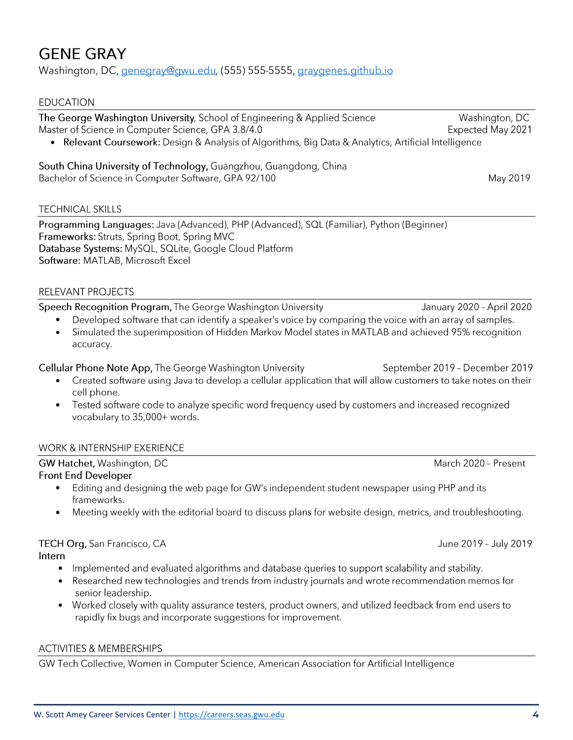# GENE GRAY

Washington, DC, genegray@gwu.edu, (555) 555-5555, graygenes.github.io

## EDUCATION

**The George Washington University**, School of Engineering & Applied Science — Washington, DC
Master of Science in Computer Science, GPA 3.8/4.0 — Expected May 2021

- **Relevant Coursework:** Design & Analysis of Algorithms, Big Data & Analytics, Artificial Intelligence

**South China University of Technology,** Guangzhou, Guangdong, China
Bachelor of Science in Computer Software, GPA 92/100 — May 2019

## TECHNICAL SKILLS

**Programming Languages:** Java (Advanced), PHP (Advanced), SQL (Familiar), Python (Beginner)
**Frameworks:** Struts, Spring Boot, Spring MVC
**Database Systems:** MySQL, SQLite, Google Cloud Platform
**Software:** MATLAB, Microsoft Excel

## RELEVANT PROJECTS

**Speech Recognition Program,** The George Washington University — January 2020 – April 2020

- Developed software that can identify a speaker's voice by comparing the voice with an array of samples.
- Simulated the superimposition of Hidden Markov Model states in MATLAB and achieved 95% recognition accuracy.

**Cellular Phone Note App,** The George Washington University — September 2019 – December 2019

- Created software using Java to develop a cellular application that will allow customers to take notes on their cell phone.
- Tested software code to analyze specific word frequency used by customers and increased recognized vocabulary to 35,000+ words.

## WORK & INTERNSHIP EXERIENCE

**GW Hatchet,** Washington, DC — March 2020 – Present
**Front End Developer**

- Editing and designing the web page for GW's independent student newspaper using PHP and its frameworks.
- Meeting weekly with the editorial board to discuss plans for website design, metrics, and troubleshooting.

**TECH Org,** San Francisco, CA — June 2019 – July 2019
**Intern**

- Implemented and evaluated algorithms and database queries to support scalability and stability.
- Researched new technologies and trends from industry journals and wrote recommendation memos for senior leadership.
- Worked closely with quality assurance testers, product owners, and utilized feedback from end users to rapidly fix bugs and incorporate suggestions for improvement.

## ACTIVITIES & MEMBERSHIPS

GW Tech Collective, Women in Computer Science, American Association for Artificial Intelligence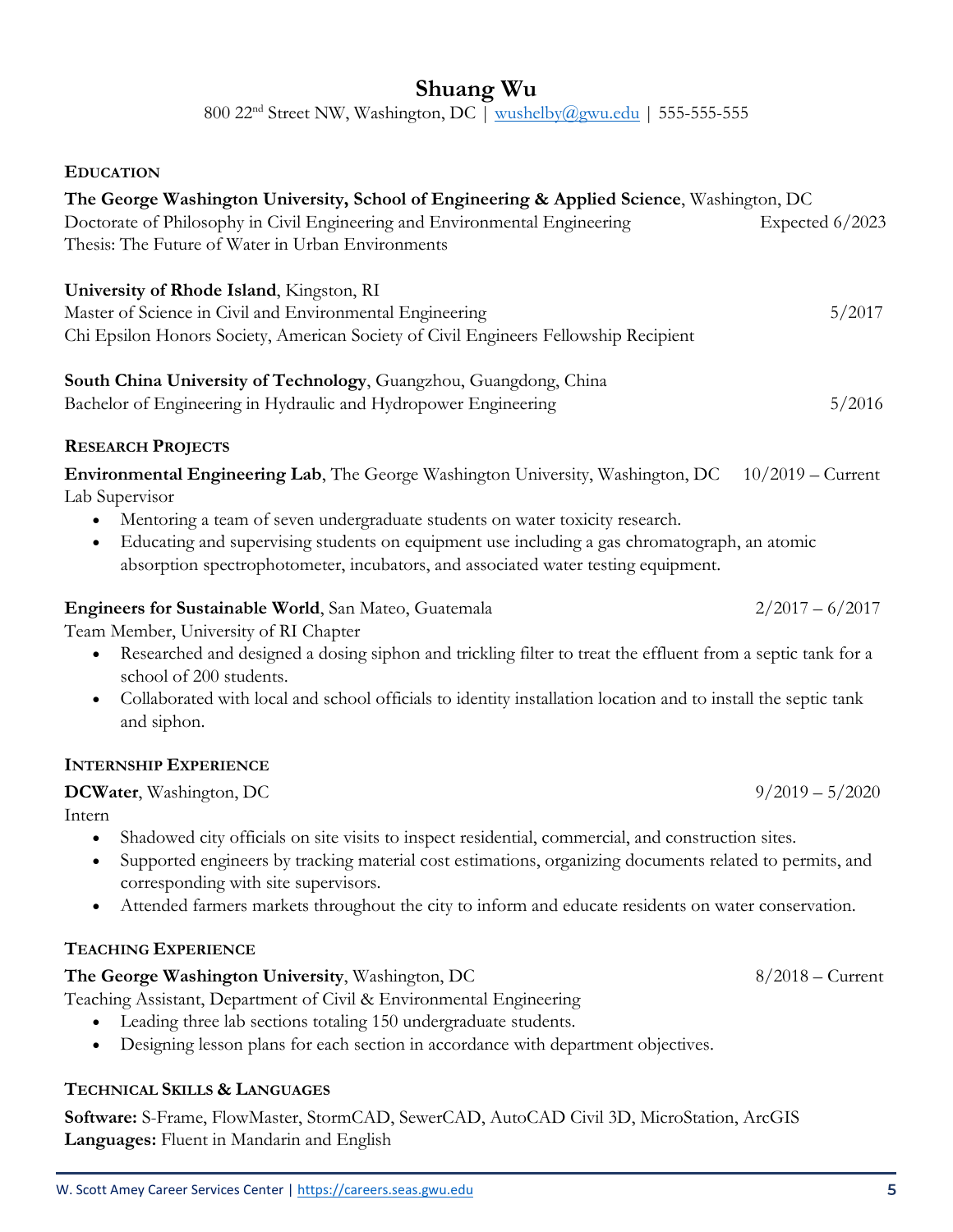# Shuang Wu

800 22nd Street NW, Washington, DC | wushelby@gwu.edu | 555-555-555

## EDUCATION

**The George Washington University, School of Engineering & Applied Science**, Washington, DC
Doctorate of Philosophy in Civil Engineering and Environmental Engineering — Expected 6/2023
Thesis: The Future of Water in Urban Environments

**University of Rhode Island**, Kingston, RI
Master of Science in Civil and Environmental Engineering — 5/2017
Chi Epsilon Honors Society, American Society of Civil Engineers Fellowship Recipient

**South China University of Technology**, Guangzhou, Guangdong, China
Bachelor of Engineering in Hydraulic and Hydropower Engineering — 5/2016

## RESEARCH PROJECTS

**Environmental Engineering Lab**, The George Washington University, Washington, DC — 10/2019 – Current
Lab Supervisor

- Mentoring a team of seven undergraduate students on water toxicity research.
- Educating and supervising students on equipment use including a gas chromatograph, an atomic absorption spectrophotometer, incubators, and associated water testing equipment.

**Engineers for Sustainable World**, San Mateo, Guatemala — 2/2017 – 6/2017
Team Member, University of RI Chapter

- Researched and designed a dosing siphon and trickling filter to treat the effluent from a septic tank for a school of 200 students.
- Collaborated with local and school officials to identity installation location and to install the septic tank and siphon.

## INTERNSHIP EXPERIENCE

**DCWater**, Washington, DC — 9/2019 – 5/2020
Intern

- Shadowed city officials on site visits to inspect residential, commercial, and construction sites.
- Supported engineers by tracking material cost estimations, organizing documents related to permits, and corresponding with site supervisors.
- Attended farmers markets throughout the city to inform and educate residents on water conservation.

## TEACHING EXPERIENCE

**The George Washington University**, Washington, DC — 8/2018 – Current
Teaching Assistant, Department of Civil & Environmental Engineering

- Leading three lab sections totaling 150 undergraduate students.
- Designing lesson plans for each section in accordance with department objectives.

## TECHNICAL SKILLS & LANGUAGES

**Software:** S-Frame, FlowMaster, StormCAD, SewerCAD, AutoCAD Civil 3D, MicroStation, ArcGIS
**Languages:** Fluent in Mandarin and English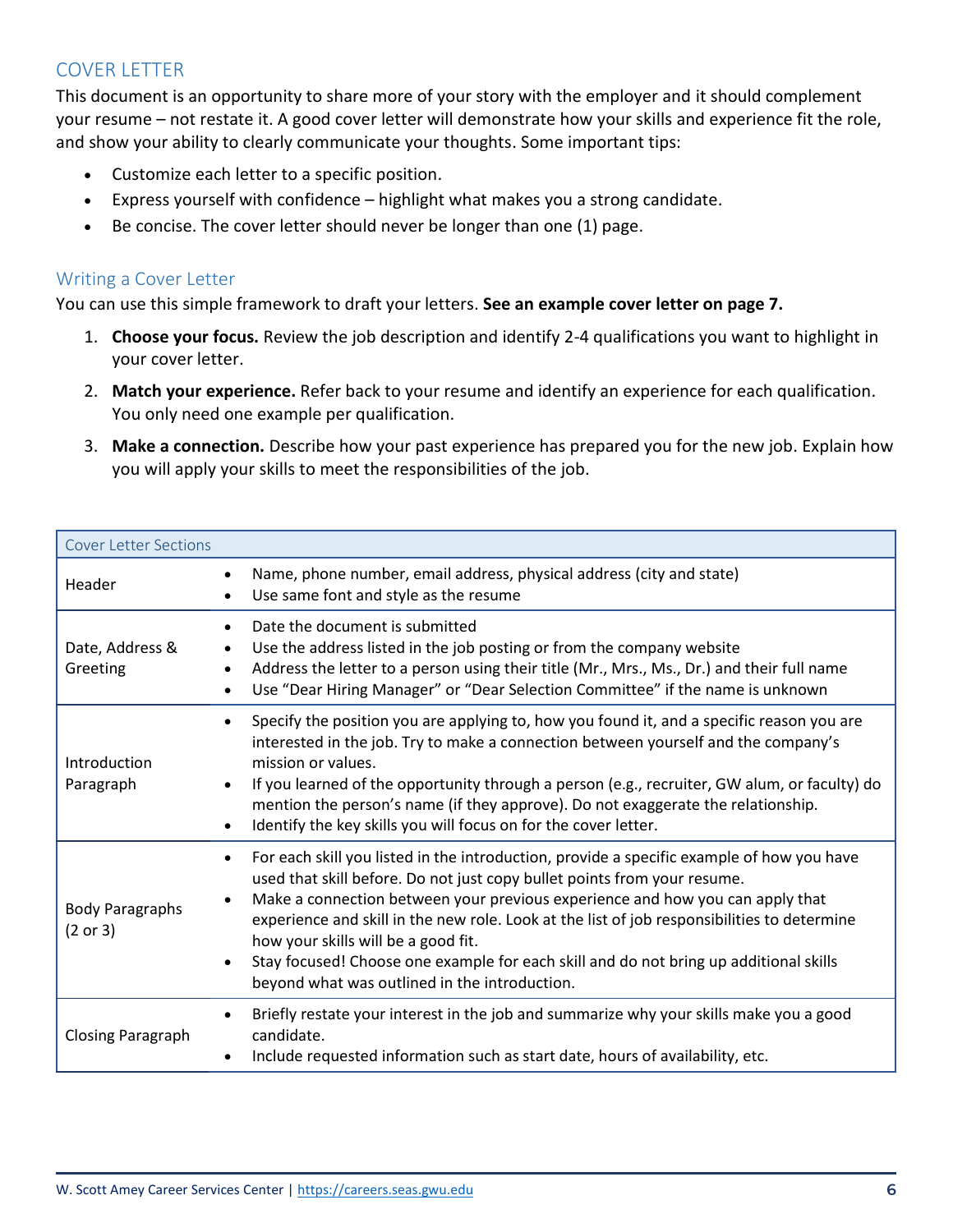## COVER LETTER

This document is an opportunity to share more of your story with the employer and it should complement your resume – not restate it. A good cover letter will demonstrate how your skills and experience fit the role, and show your ability to clearly communicate your thoughts. Some important tips:

- Customize each letter to a specific position.
- Express yourself with confidence – highlight what makes you a strong candidate.
- Be concise. The cover letter should never be longer than one (1) page.

### Writing a Cover Letter

You can use this simple framework to draft your letters. **See an example cover letter on page 7.**

1. **Choose your focus.** Review the job description and identify 2-4 qualifications you want to highlight in your cover letter.
2. **Match your experience.** Refer back to your resume and identify an experience for each qualification. You only need one example per qualification.
3. **Make a connection.** Describe how your past experience has prepared you for the new job. Explain how you will apply your skills to meet the responsibilities of the job.

| Cover Letter Sections | |
|---|---|
| Header | • Name, phone number, email address, physical address (city and state)<br>• Use same font and style as the resume |
| Date, Address & Greeting | • Date the document is submitted<br>• Use the address listed in the job posting or from the company website<br>• Address the letter to a person using their title (Mr., Mrs., Ms., Dr.) and their full name<br>• Use "Dear Hiring Manager" or "Dear Selection Committee" if the name is unknown |
| Introduction Paragraph | • Specify the position you are applying to, how you found it, and a specific reason you are interested in the job. Try to make a connection between yourself and the company's mission or values.<br>• If you learned of the opportunity through a person (e.g., recruiter, GW alum, or faculty) do mention the person's name (if they approve). Do not exaggerate the relationship.<br>• Identify the key skills you will focus on for the cover letter. |
| Body Paragraphs (2 or 3) | • For each skill you listed in the introduction, provide a specific example of how you have used that skill before. Do not just copy bullet points from your resume.<br>• Make a connection between your previous experience and how you can apply that experience and skill in the new role. Look at the list of job responsibilities to determine how your skills will be a good fit.<br>• Stay focused! Choose one example for each skill and do not bring up additional skills beyond what was outlined in the introduction. |
| Closing Paragraph | • Briefly restate your interest in the job and summarize why your skills make you a good candidate.<br>• Include requested information such as start date, hours of availability, etc. |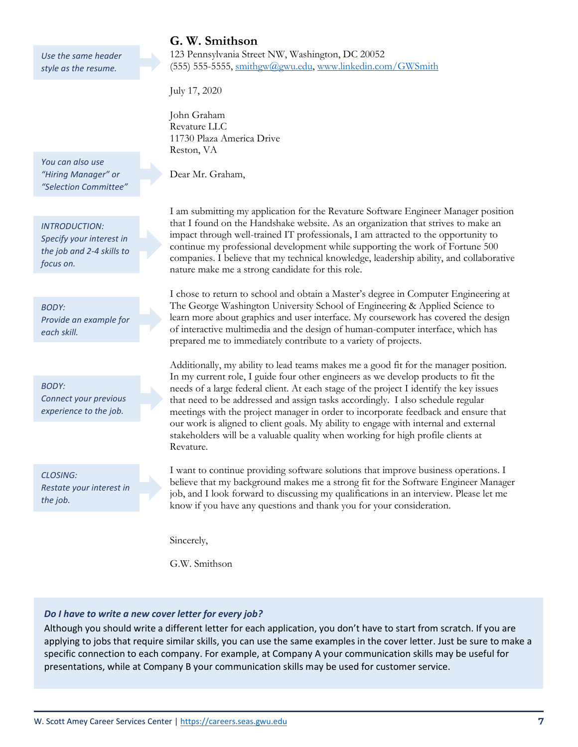*Use the same header style as the resume.*

**G. W. Smithson**
123 Pennsylvania Street NW, Washington, DC 20052
(555) 555-5555, smithgw@gwu.edu, www.linkedin.com/GWSmith

July 17, 2020

John Graham
Revature LLC
11730 Plaza America Drive
Reston, VA

*You can also use "Hiring Manager" or "Selection Committee"*

Dear Mr. Graham,

*INTRODUCTION: Specify your interest in the job and 2-4 skills to focus on.*

I am submitting my application for the Revature Software Engineer Manager position that I found on the Handshake website. As an organization that strives to make an impact through well-trained IT professionals, I am attracted to the opportunity to continue my professional development while supporting the work of Fortune 500 companies. I believe that my technical knowledge, leadership ability, and collaborative nature make me a strong candidate for this role.

*BODY: Provide an example for each skill.*

I chose to return to school and obtain a Master's degree in Computer Engineering at The George Washington University School of Engineering & Applied Science to learn more about graphics and user interface. My coursework has covered the design of interactive multimedia and the design of human-computer interface, which has prepared me to immediately contribute to a variety of projects.

*BODY: Connect your previous experience to the job.*

Additionally, my ability to lead teams makes me a good fit for the manager position. In my current role, I guide four other engineers as we develop products to fit the needs of a large federal client. At each stage of the project I identify the key issues that need to be addressed and assign tasks accordingly. I also schedule regular meetings with the project manager in order to incorporate feedback and ensure that our work is aligned to client goals. My ability to engage with internal and external stakeholders will be a valuable quality when working for high profile clients at Revature.

*CLOSING: Restate your interest in the job.*

I want to continue providing software solutions that improve business operations. I believe that my background makes me a strong fit for the Software Engineer Manager job, and I look forward to discussing my qualifications in an interview. Please let me know if you have any questions and thank you for your consideration.

Sincerely,

G.W. Smithson

***Do I have to write a new cover letter for every job?***

Although you should write a different letter for each application, you don't have to start from scratch. If you are applying to jobs that require similar skills, you can use the same examples in the cover letter. Just be sure to make a specific connection to each company. For example, at Company A your communication skills may be useful for presentations, while at Company B your communication skills may be used for customer service.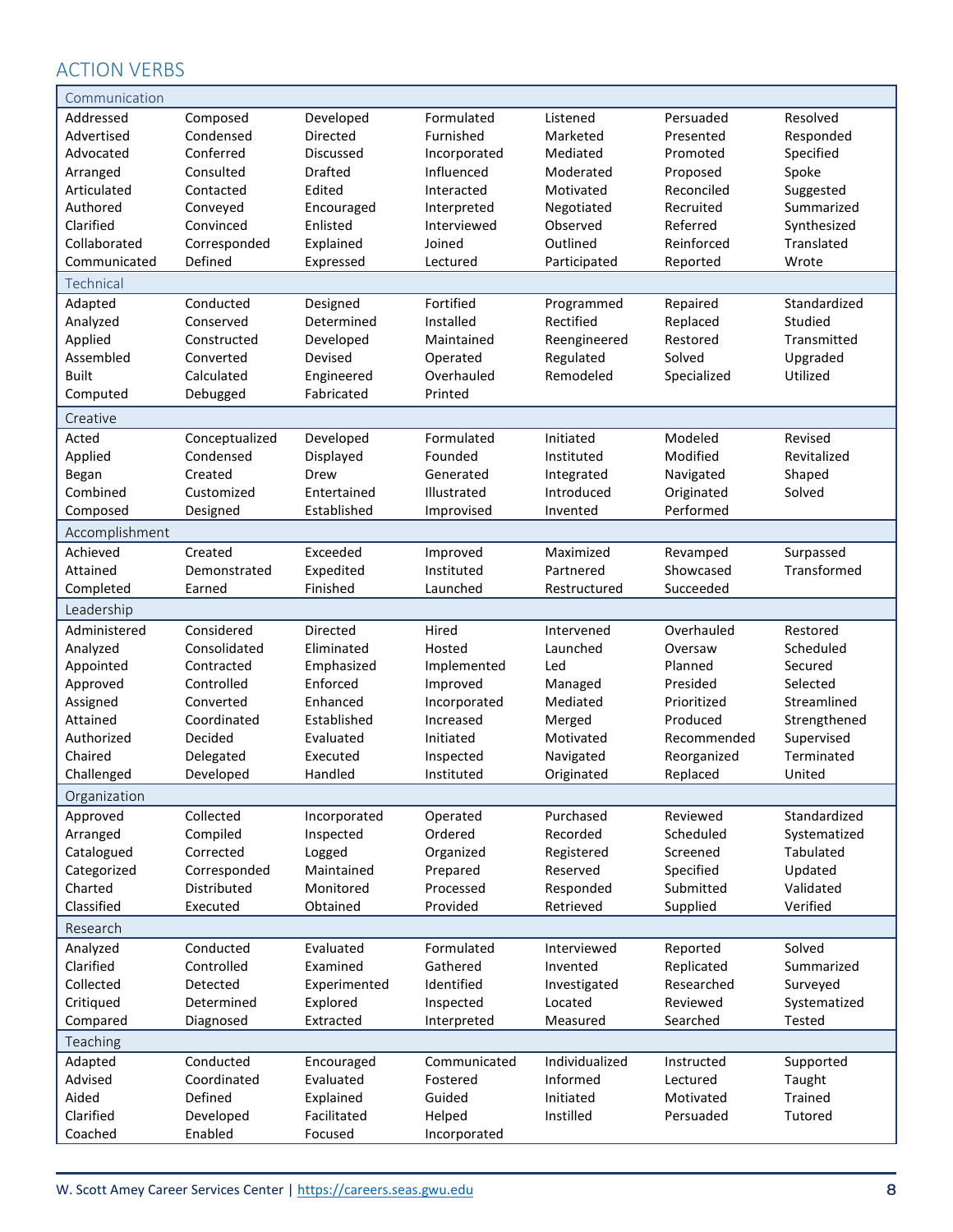## ACTION VERBS

### Communication

| | | | | | | |
|---|---|---|---|---|---|---|
| Addressed | Composed | Developed | Formulated | Listened | Persuaded | Resolved |
| Advertised | Condensed | Directed | Furnished | Marketed | Presented | Responded |
| Advocated | Conferred | Discussed | Incorporated | Mediated | Promoted | Specified |
| Arranged | Consulted | Drafted | Influenced | Moderated | Proposed | Spoke |
| Articulated | Contacted | Edited | Interacted | Motivated | Reconciled | Suggested |
| Authored | Conveyed | Encouraged | Interpreted | Negotiated | Recruited | Summarized |
| Clarified | Convinced | Enlisted | Interviewed | Observed | Referred | Synthesized |
| Collaborated | Corresponded | Explained | Joined | Outlined | Reinforced | Translated |
| Communicated | Defined | Expressed | Lectured | Participated | Reported | Wrote |

### Technical

| | | | | | | |
|---|---|---|---|---|---|---|
| Adapted | Conducted | Designed | Fortified | Programmed | Repaired | Standardized |
| Analyzed | Conserved | Determined | Installed | Rectified | Replaced | Studied |
| Applied | Constructed | Developed | Maintained | Reengineered | Restored | Transmitted |
| Assembled | Converted | Devised | Operated | Regulated | Solved | Upgraded |
| Built | Calculated | Engineered | Overhauled | Remodeled | Specialized | Utilized |
| Computed | Debugged | Fabricated | Printed | | | |

### Creative

| | | | | | | |
|---|---|---|---|---|---|---|
| Acted | Conceptualized | Developed | Formulated | Initiated | Modeled | Revised |
| Applied | Condensed | Displayed | Founded | Instituted | Modified | Revitalized |
| Began | Created | Drew | Generated | Integrated | Navigated | Shaped |
| Combined | Customized | Entertained | Illustrated | Introduced | Originated | Solved |
| Composed | Designed | Established | Improvised | Invented | Performed | |

### Accomplishment

| | | | | | | |
|---|---|---|---|---|---|---|
| Achieved | Created | Exceeded | Improved | Maximized | Revamped | Surpassed |
| Attained | Demonstrated | Expedited | Instituted | Partnered | Showcased | Transformed |
| Completed | Earned | Finished | Launched | Restructured | Succeeded | |

### Leadership

| | | | | | | |
|---|---|---|---|---|---|---|
| Administered | Considered | Directed | Hired | Intervened | Overhauled | Restored |
| Analyzed | Consolidated | Eliminated | Hosted | Launched | Oversaw | Scheduled |
| Appointed | Contracted | Emphasized | Implemented | Led | Planned | Secured |
| Approved | Controlled | Enforced | Improved | Managed | Presided | Selected |
| Assigned | Converted | Enhanced | Incorporated | Mediated | Prioritized | Streamlined |
| Attained | Coordinated | Established | Increased | Merged | Produced | Strengthened |
| Authorized | Decided | Evaluated | Initiated | Motivated | Recommended | Supervised |
| Chaired | Delegated | Executed | Inspected | Navigated | Reorganized | Terminated |
| Challenged | Developed | Handled | Instituted | Originated | Replaced | United |

### Organization

| | | | | | | |
|---|---|---|---|---|---|---|
| Approved | Collected | Incorporated | Operated | Purchased | Reviewed | Standardized |
| Arranged | Compiled | Inspected | Ordered | Recorded | Scheduled | Systematized |
| Catalogued | Corrected | Logged | Organized | Registered | Screened | Tabulated |
| Categorized | Corresponded | Maintained | Prepared | Reserved | Specified | Updated |
| Charted | Distributed | Monitored | Processed | Responded | Submitted | Validated |
| Classified | Executed | Obtained | Provided | Retrieved | Supplied | Verified |

### Research

| | | | | | | |
|---|---|---|---|---|---|---|
| Analyzed | Conducted | Evaluated | Formulated | Interviewed | Reported | Solved |
| Clarified | Controlled | Examined | Gathered | Invented | Replicated | Summarized |
| Collected | Detected | Experimented | Identified | Investigated | Researched | Surveyed |
| Critiqued | Determined | Explored | Inspected | Located | Reviewed | Systematized |
| Compared | Diagnosed | Extracted | Interpreted | Measured | Searched | Tested |

### Teaching

| | | | | | | |
|---|---|---|---|---|---|---|
| Adapted | Conducted | Encouraged | Communicated | Individualized | Instructed | Supported |
| Advised | Coordinated | Evaluated | Fostered | Informed | Lectured | Taught |
| Aided | Defined | Explained | Guided | Initiated | Motivated | Trained |
| Clarified | Developed | Facilitated | Helped | Instilled | Persuaded | Tutored |
| Coached | Enabled | Focused | Incorporated | | | |

W. Scott Amey Career Services Center | https://careers.seas.gwu.edu